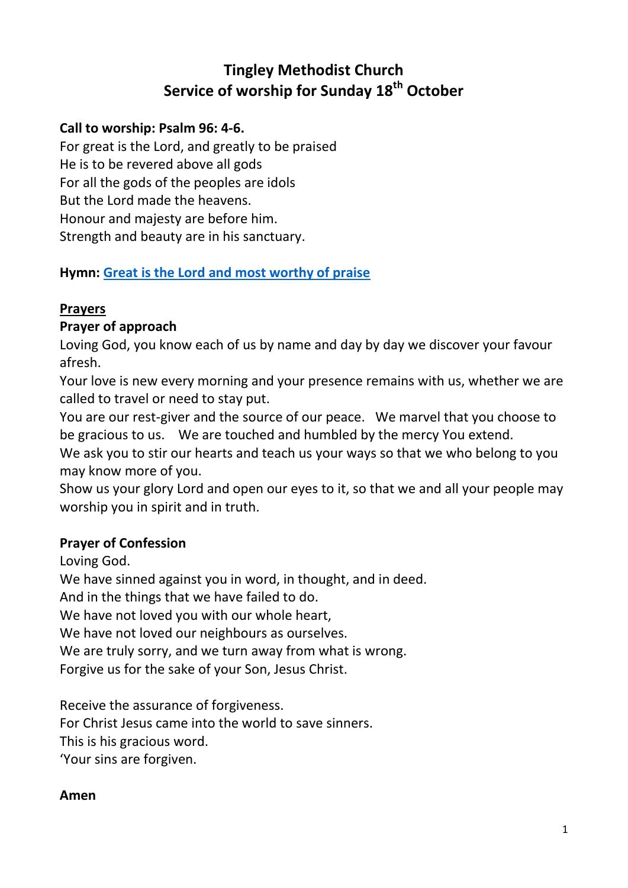# Tingley Methodist Church
## Service of worship for Sunday 18th October

**Call to worship: Psalm 96: 4-6.**

For great is the Lord, and greatly to be praised
He is to be revered above all gods
For all the gods of the peoples are idols
But the Lord made the heavens.
Honour and majesty are before him.
Strength and beauty are in his sanctuary.

**Hymn: Great is the Lord and most worthy of praise**

**Prayers**

**Prayer of approach**

Loving God, you know each of us by name and day by day we discover your favour afresh.
Your love is new every morning and your presence remains with us, whether we are called to travel or need to stay put.
You are our rest-giver and the source of our peace. We marvel that you choose to be gracious to us. We are touched and humbled by the mercy You extend.
We ask you to stir our hearts and teach us your ways so that we who belong to you may know more of you.
Show us your glory Lord and open our eyes to it, so that we and all your people may worship you in spirit and in truth.

**Prayer of Confession**

Loving God.
We have sinned against you in word, in thought, and in deed.
And in the things that we have failed to do.
We have not loved you with our whole heart,
We have not loved our neighbours as ourselves.
We are truly sorry, and we turn away from what is wrong.
Forgive us for the sake of your Son, Jesus Christ.

Receive the assurance of forgiveness.
For Christ Jesus came into the world to save sinners.
This is his gracious word.
'Your sins are forgiven.

**Amen**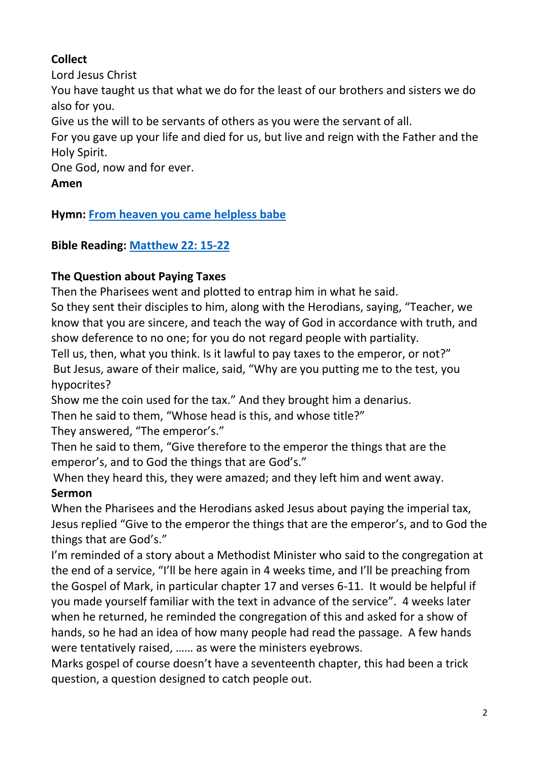**Collect**
Lord Jesus Christ
You have taught us that what we do for the least of our brothers and sisters we do also for you.
Give us the will to be servants of others as you were the servant of all.
For you gave up your life and died for us, but live and reign with the Father and the Holy Spirit.
One God, now and for ever.
**Amen**

**Hymn:** **From heaven you came helpless babe**

**Bible Reading:** **Matthew 22: 15-22**

**The Question about Paying Taxes**
Then the Pharisees went and plotted to entrap him in what he said.
So they sent their disciples to him, along with the Herodians, saying, "Teacher, we know that you are sincere, and teach the way of God in accordance with truth, and show deference to no one; for you do not regard people with partiality.
Tell us, then, what you think. Is it lawful to pay taxes to the emperor, or not?"
But Jesus, aware of their malice, said, "Why are you putting me to the test, you hypocrites?
Show me the coin used for the tax." And they brought him a denarius.
Then he said to them, "Whose head is this, and whose title?"
They answered, "The emperor's."
Then he said to them, "Give therefore to the emperor the things that are the emperor's, and to God the things that are God's."
When they heard this, they were amazed; and they left him and went away.

**Sermon**
When the Pharisees and the Herodians asked Jesus about paying the imperial tax, Jesus replied "Give to the emperor the things that are the emperor's, and to God the things that are God's."
I'm reminded of a story about a Methodist Minister who said to the congregation at the end of a service, "I'll be here again in 4 weeks time, and I'll be preaching from the Gospel of Mark, in particular chapter 17 and verses 6-11. It would be helpful if you made yourself familiar with the text in advance of the service". 4 weeks later when he returned, he reminded the congregation of this and asked for a show of hands, so he had an idea of how many people had read the passage. A few hands were tentatively raised, …… as were the ministers eyebrows.
Marks gospel of course doesn't have a seventeenth chapter, this had been a trick question, a question designed to catch people out.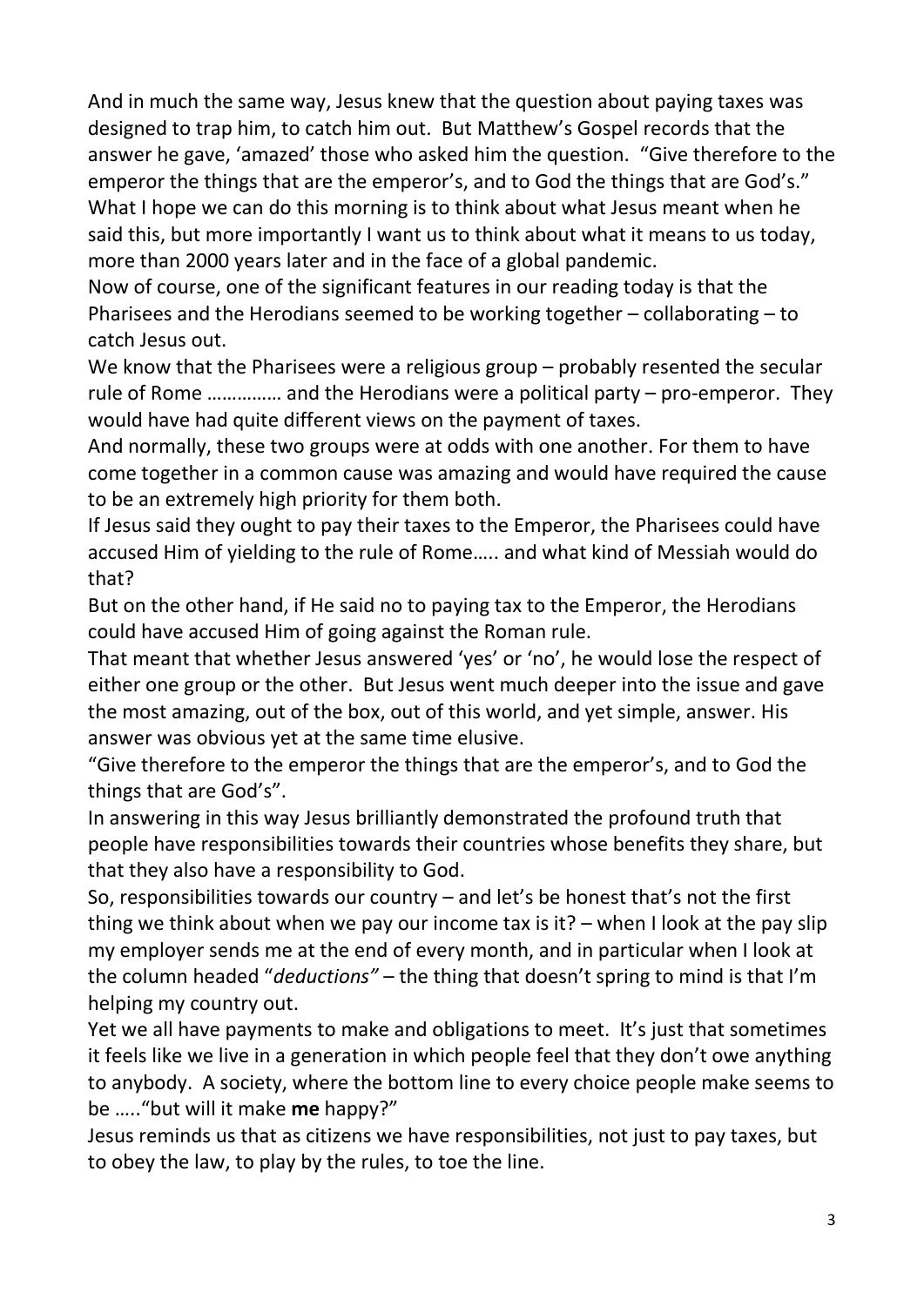And in much the same way, Jesus knew that the question about paying taxes was designed to trap him, to catch him out. But Matthew's Gospel records that the answer he gave, 'amazed' those who asked him the question. "Give therefore to the emperor the things that are the emperor's, and to God the things that are God's."

What I hope we can do this morning is to think about what Jesus meant when he said this, but more importantly I want us to think about what it means to us today, more than 2000 years later and in the face of a global pandemic.

Now of course, one of the significant features in our reading today is that the Pharisees and the Herodians seemed to be working together – collaborating – to catch Jesus out.

We know that the Pharisees were a religious group – probably resented the secular rule of Rome …………… and the Herodians were a political party – pro-emperor. They would have had quite different views on the payment of taxes.

And normally, these two groups were at odds with one another. For them to have come together in a common cause was amazing and would have required the cause to be an extremely high priority for them both.

If Jesus said they ought to pay their taxes to the Emperor, the Pharisees could have accused Him of yielding to the rule of Rome….. and what kind of Messiah would do that?

But on the other hand, if He said no to paying tax to the Emperor, the Herodians could have accused Him of going against the Roman rule.

That meant that whether Jesus answered 'yes' or 'no', he would lose the respect of either one group or the other. But Jesus went much deeper into the issue and gave the most amazing, out of the box, out of this world, and yet simple, answer. His answer was obvious yet at the same time elusive.

"Give therefore to the emperor the things that are the emperor's, and to God the things that are God's".

In answering in this way Jesus brilliantly demonstrated the profound truth that people have responsibilities towards their countries whose benefits they share, but that they also have a responsibility to God.

So, responsibilities towards our country – and let's be honest that's not the first thing we think about when we pay our income tax is it? – when I look at the pay slip my employer sends me at the end of every month, and in particular when I look at the column headed "*deductions"* – the thing that doesn't spring to mind is that I'm helping my country out.

Yet we all have payments to make and obligations to meet. It's just that sometimes it feels like we live in a generation in which people feel that they don't owe anything to anybody. A society, where the bottom line to every choice people make seems to be ….."but will it make **me** happy?"

Jesus reminds us that as citizens we have responsibilities, not just to pay taxes, but to obey the law, to play by the rules, to toe the line.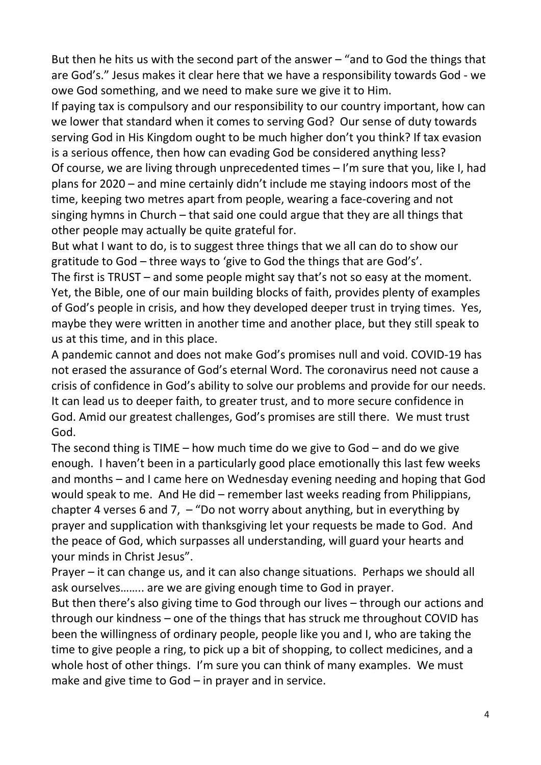But then he hits us with the second part of the answer – "and to God the things that are God's." Jesus makes it clear here that we have a responsibility towards God - we owe God something, and we need to make sure we give it to Him.

If paying tax is compulsory and our responsibility to our country important, how can we lower that standard when it comes to serving God? Our sense of duty towards serving God in His Kingdom ought to be much higher don't you think? If tax evasion is a serious offence, then how can evading God be considered anything less?

Of course, we are living through unprecedented times – I'm sure that you, like I, had plans for 2020 – and mine certainly didn't include me staying indoors most of the time, keeping two metres apart from people, wearing a face-covering and not singing hymns in Church – that said one could argue that they are all things that other people may actually be quite grateful for.

But what I want to do, is to suggest three things that we all can do to show our gratitude to God – three ways to 'give to God the things that are God's'.

The first is TRUST – and some people might say that's not so easy at the moment. Yet, the Bible, one of our main building blocks of faith, provides plenty of examples of God's people in crisis, and how they developed deeper trust in trying times. Yes, maybe they were written in another time and another place, but they still speak to us at this time, and in this place.

A pandemic cannot and does not make God's promises null and void. COVID-19 has not erased the assurance of God's eternal Word. The coronavirus need not cause a crisis of confidence in God's ability to solve our problems and provide for our needs. It can lead us to deeper faith, to greater trust, and to more secure confidence in God. Amid our greatest challenges, God's promises are still there. We must trust God.

The second thing is TIME – how much time do we give to God – and do we give enough. I haven't been in a particularly good place emotionally this last few weeks and months – and I came here on Wednesday evening needing and hoping that God would speak to me. And He did – remember last weeks reading from Philippians, chapter 4 verses 6 and 7, – "Do not worry about anything, but in everything by prayer and supplication with thanksgiving let your requests be made to God. And the peace of God, which surpasses all understanding, will guard your hearts and your minds in Christ Jesus".

Prayer – it can change us, and it can also change situations. Perhaps we should all ask ourselves…….. are we are giving enough time to God in prayer.

But then there's also giving time to God through our lives – through our actions and through our kindness – one of the things that has struck me throughout COVID has been the willingness of ordinary people, people like you and I, who are taking the time to give people a ring, to pick up a bit of shopping, to collect medicines, and a whole host of other things. I'm sure you can think of many examples. We must make and give time to God – in prayer and in service.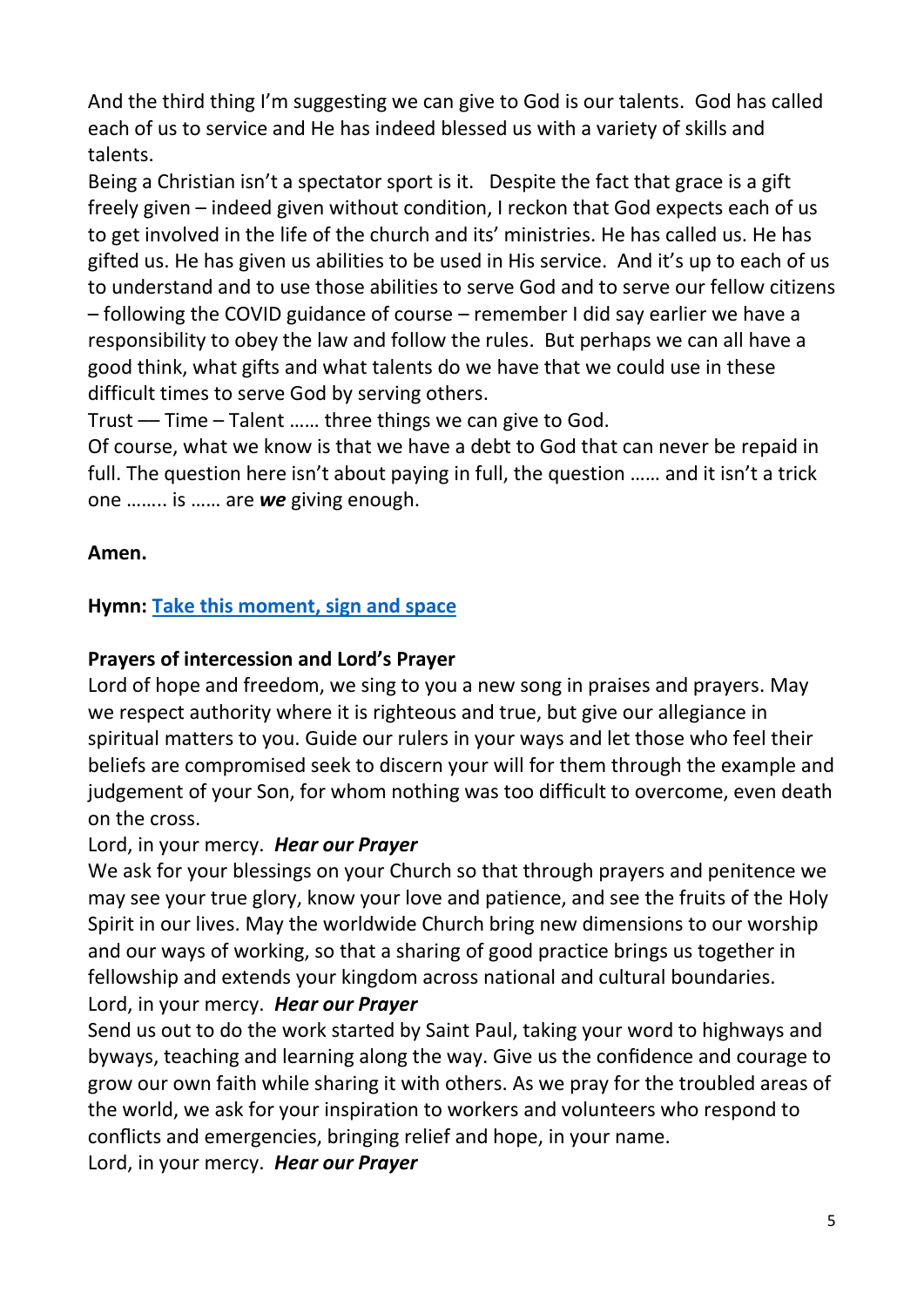And the third thing I'm suggesting we can give to God is our talents. God has called each of us to service and He has indeed blessed us with a variety of skills and talents.

Being a Christian isn't a spectator sport is it. Despite the fact that grace is a gift freely given – indeed given without condition, I reckon that God expects each of us to get involved in the life of the church and its' ministries. He has called us. He has gifted us. He has given us abilities to be used in His service. And it's up to each of us to understand and to use those abilities to serve God and to serve our fellow citizens – following the COVID guidance of course – remember I did say earlier we have a responsibility to obey the law and follow the rules. But perhaps we can all have a good think, what gifts and what talents do we have that we could use in these difficult times to serve God by serving others.

Trust — Time – Talent …… three things we can give to God.

Of course, what we know is that we have a debt to God that can never be repaid in full. The question here isn't about paying in full, the question …… and it isn't a trick one …….. is …… are ***we*** giving enough.

**Amen.**

**Hymn: Take this moment, sign and space**

**Prayers of intercession and Lord's Prayer**

Lord of hope and freedom, we sing to you a new song in praises and prayers. May we respect authority where it is righteous and true, but give our allegiance in spiritual matters to you. Guide our rulers in your ways and let those who feel their beliefs are compromised seek to discern your will for them through the example and judgement of your Son, for whom nothing was too difficult to overcome, even death on the cross.

Lord, in your mercy. ***Hear our Prayer***

We ask for your blessings on your Church so that through prayers and penitence we may see your true glory, know your love and patience, and see the fruits of the Holy Spirit in our lives. May the worldwide Church bring new dimensions to our worship and our ways of working, so that a sharing of good practice brings us together in fellowship and extends your kingdom across national and cultural boundaries.

Lord, in your mercy. ***Hear our Prayer***

Send us out to do the work started by Saint Paul, taking your word to highways and byways, teaching and learning along the way. Give us the confidence and courage to grow our own faith while sharing it with others. As we pray for the troubled areas of the world, we ask for your inspiration to workers and volunteers who respond to conflicts and emergencies, bringing relief and hope, in your name.

Lord, in your mercy. ***Hear our Prayer***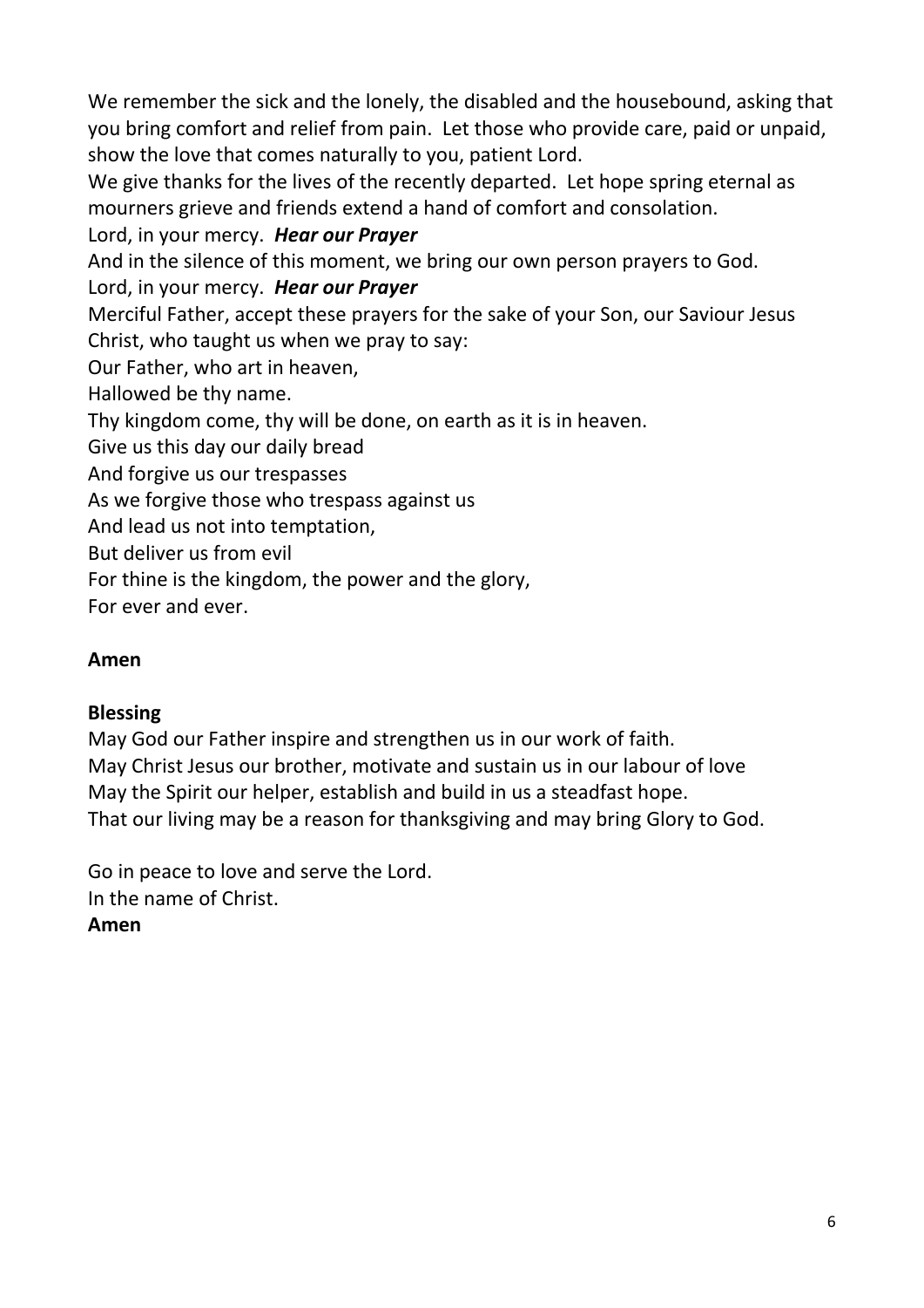We remember the sick and the lonely, the disabled and the housebound, asking that you bring comfort and relief from pain. Let those who provide care, paid or unpaid, show the love that comes naturally to you, patient Lord.

We give thanks for the lives of the recently departed. Let hope spring eternal as mourners grieve and friends extend a hand of comfort and consolation.

Lord, in your mercy. ***Hear our Prayer***

And in the silence of this moment, we bring our own person prayers to God.

Lord, in your mercy. ***Hear our Prayer***

Merciful Father, accept these prayers for the sake of your Son, our Saviour Jesus Christ, who taught us when we pray to say:

Our Father, who art in heaven,
Hallowed be thy name.
Thy kingdom come, thy will be done, on earth as it is in heaven.
Give us this day our daily bread
And forgive us our trespasses
As we forgive those who trespass against us
And lead us not into temptation,
But deliver us from evil
For thine is the kingdom, the power and the glory,
For ever and ever.

**Amen**

**Blessing**

May God our Father inspire and strengthen us in our work of faith.
May Christ Jesus our brother, motivate and sustain us in our labour of love
May the Spirit our helper, establish and build in us a steadfast hope.
That our living may be a reason for thanksgiving and may bring Glory to God.

Go in peace to love and serve the Lord.
In the name of Christ.
**Amen**